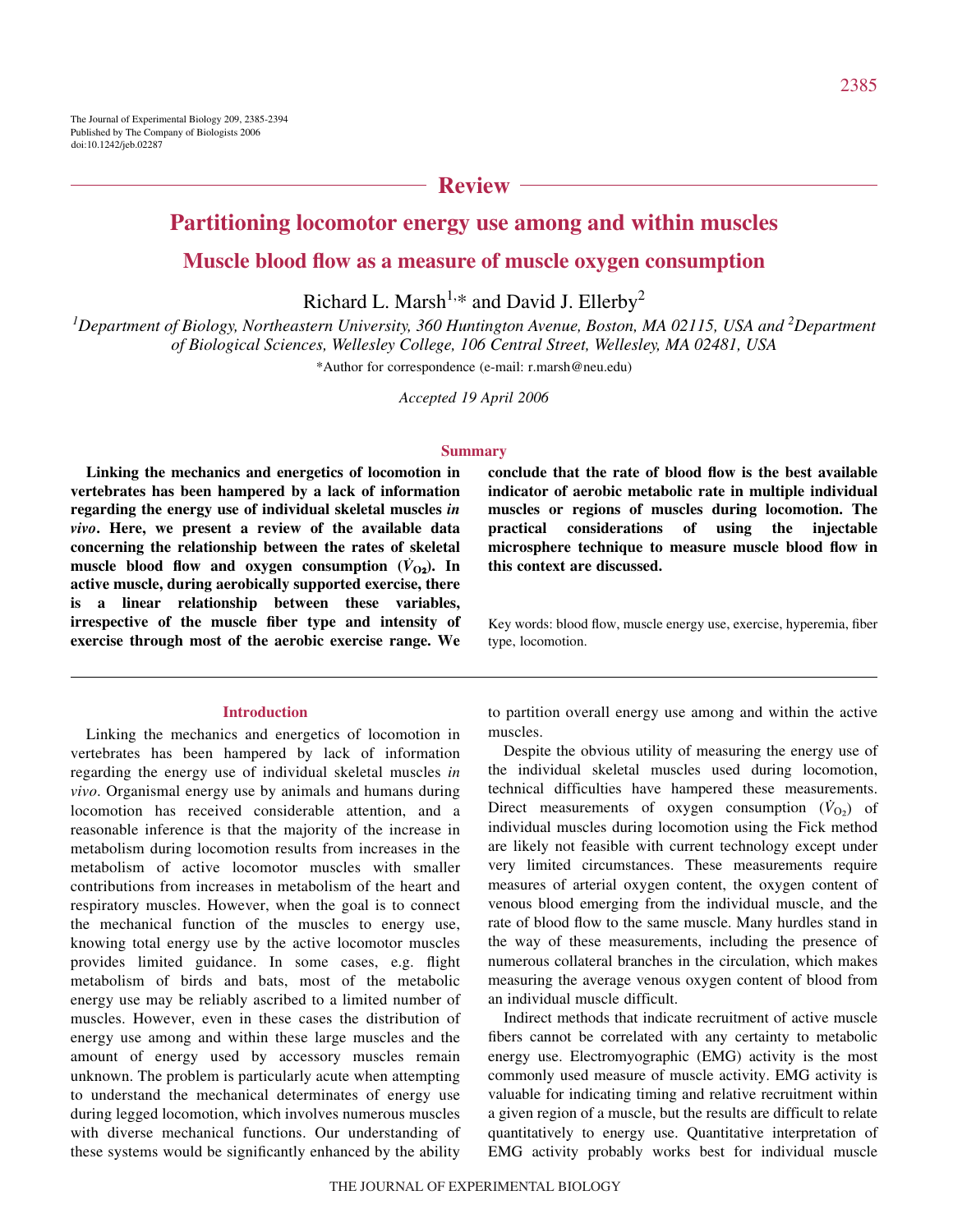Review

# Partitioning locomotor energy use among and within muscles

## Muscle blood flow as a measure of muscle oxygen consumption

Richard L. Marsh[1,*] and David J. Ellerby[2]

[1]*Department of Biology, Northeastern University, 360 Huntington Avenue, Boston, MA 02115, USA and* [2]*Department of Biological Sciences, Wellesley College, 106 Central Street, Wellesley, MA 02481, USA*

*Author for correspondence (e-mail: r.marsh@neu.edu)

*Accepted 19 April 2006*

### Summary

**Linking the mechanics and energetics of locomotion in vertebrates has been hampered by a lack of information regarding the energy use of individual skeletal muscles *in vivo*. Here, we present a review of the available data concerning the relationship between the rates of skeletal muscle blood flow and oxygen consumption ($\dot{V}_{O_2}$). In active muscle, during aerobically supported exercise, there is a linear relationship between these variables, irrespective of the muscle fiber type and intensity of exercise through most of the aerobic exercise range. We conclude that the rate of blood flow is the best available indicator of aerobic metabolic rate in multiple individual muscles or regions of muscles during locomotion. The practical considerations of using the injectable microsphere technique to measure muscle blood flow in this context are discussed.**

Key words: blood flow, muscle energy use, exercise, hyperemia, fiber type, locomotion.

### Introduction

Linking the mechanics and energetics of locomotion in vertebrates has been hampered by lack of information regarding the energy use of individual skeletal muscles *in vivo*. Organismal energy use by animals and humans during locomotion has received considerable attention, and a reasonable inference is that the majority of the increase in metabolism during locomotion results from increases in the metabolism of active locomotor muscles with smaller contributions from increases in metabolism of the heart and respiratory muscles. However, when the goal is to connect the mechanical function of the muscles to energy use, knowing total energy use by the active locomotor muscles provides limited guidance. In some cases, e.g. flight metabolism of birds and bats, most of the metabolic energy use may be reliably ascribed to a limited number of muscles. However, even in these cases the distribution of energy use among and within these large muscles and the amount of energy used by accessory muscles remain unknown. The problem is particularly acute when attempting to understand the mechanical determinates of energy use during legged locomotion, which involves numerous muscles with diverse mechanical functions. Our understanding of these systems would be significantly enhanced by the ability to partition overall energy use among and within the active muscles.

Despite the obvious utility of measuring the energy use of the individual skeletal muscles used during locomotion, technical difficulties have hampered these measurements. Direct measurements of oxygen consumption ($\dot{V}_{O_2}$) of individual muscles during locomotion using the Fick method are likely not feasible with current technology except under very limited circumstances. These measurements require measures of arterial oxygen content, the oxygen content of venous blood emerging from the individual muscle, and the rate of blood flow to the same muscle. Many hurdles stand in the way of these measurements, including the presence of numerous collateral branches in the circulation, which makes measuring the average venous oxygen content of blood from an individual muscle difficult.

Indirect methods that indicate recruitment of active muscle fibers cannot be correlated with any certainty to metabolic energy use. Electromyographic (EMG) activity is the most commonly used measure of muscle activity. EMG activity is valuable for indicating timing and relative recruitment within a given region of a muscle, but the results are difficult to relate quantitatively to energy use. Quantitative interpretation of EMG activity probably works best for individual muscle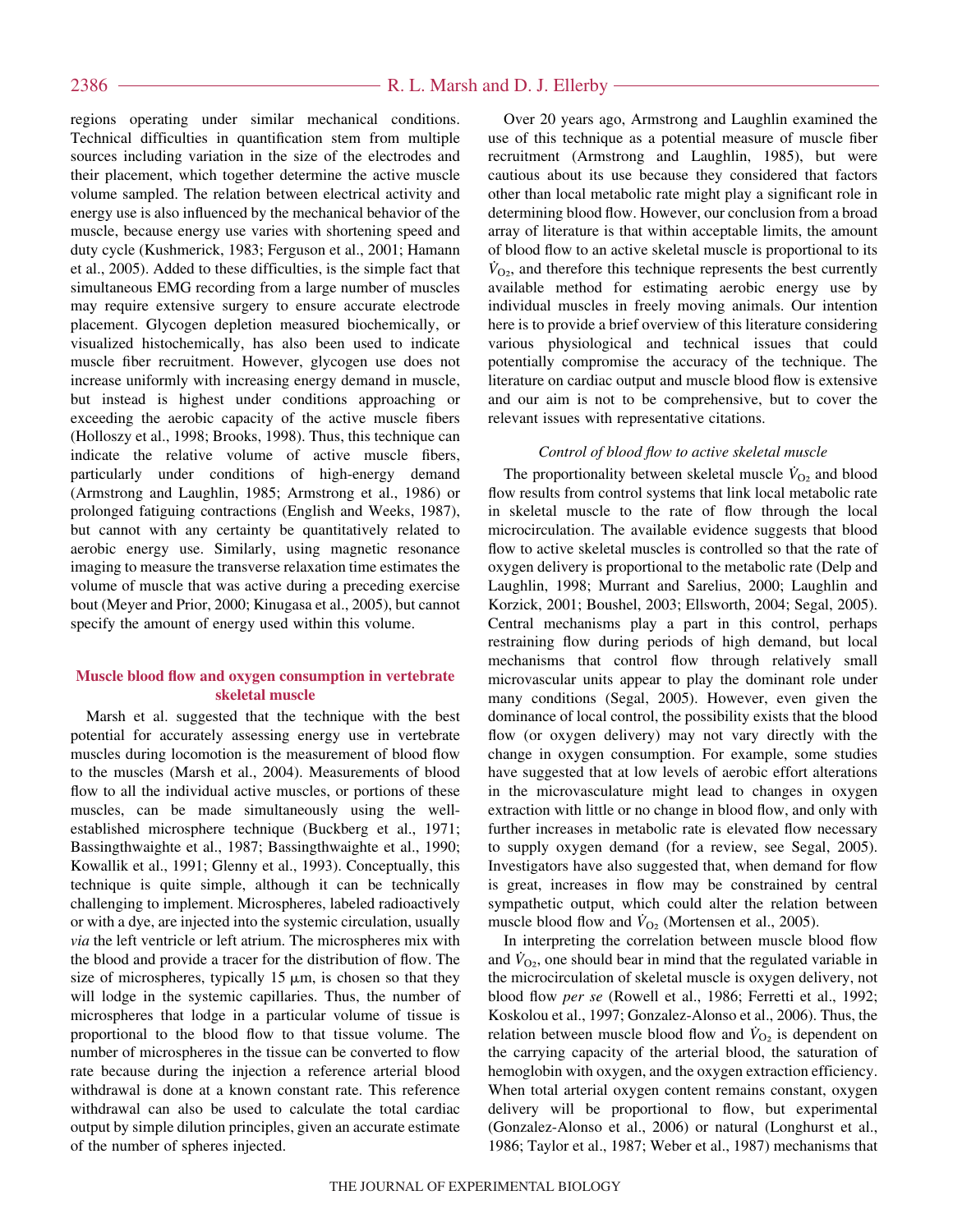regions operating under similar mechanical conditions. Technical difficulties in quantification stem from multiple sources including variation in the size of the electrodes and their placement, which together determine the active muscle volume sampled. The relation between electrical activity and energy use is also influenced by the mechanical behavior of the muscle, because energy use varies with shortening speed and duty cycle (Kushmerick, 1983; Ferguson et al., 2001; Hamann et al., 2005). Added to these difficulties, is the simple fact that simultaneous EMG recording from a large number of muscles may require extensive surgery to ensure accurate electrode placement. Glycogen depletion measured biochemically, or visualized histochemically, has also been used to indicate muscle fiber recruitment. However, glycogen use does not increase uniformly with increasing energy demand in muscle, but instead is highest under conditions approaching or exceeding the aerobic capacity of the active muscle fibers (Holloszy et al., 1998; Brooks, 1998). Thus, this technique can indicate the relative volume of active muscle fibers, particularly under conditions of high-energy demand (Armstrong and Laughlin, 1985; Armstrong et al., 1986) or prolonged fatiguing contractions (English and Weeks, 1987), but cannot with any certainty be quantitatively related to aerobic energy use. Similarly, using magnetic resonance imaging to measure the transverse relaxation time estimates the volume of muscle that was active during a preceding exercise bout (Meyer and Prior, 2000; Kinugasa et al., 2005), but cannot specify the amount of energy used within this volume.

## Muscle blood flow and oxygen consumption in vertebrate skeletal muscle

Marsh et al. suggested that the technique with the best potential for accurately assessing energy use in vertebrate muscles during locomotion is the measurement of blood flow to the muscles (Marsh et al., 2004). Measurements of blood flow to all the individual active muscles, or portions of these muscles, can be made simultaneously using the well-established microsphere technique (Buckberg et al., 1971; Bassingthwaighte et al., 1987; Bassingthwaighte et al., 1990; Kowallik et al., 1991; Glenny et al., 1993). Conceptually, this technique is quite simple, although it can be technically challenging to implement. Microspheres, labeled radioactively or with a dye, are injected into the systemic circulation, usually *via* the left ventricle or left atrium. The microspheres mix with the blood and provide a tracer for the distribution of flow. The size of microspheres, typically 15 μm, is chosen so that they will lodge in the systemic capillaries. Thus, the number of microspheres that lodge in a particular volume of tissue is proportional to the blood flow to that tissue volume. The number of microspheres in the tissue can be converted to flow rate because during the injection a reference arterial blood withdrawal is done at a known constant rate. This reference withdrawal can also be used to calculate the total cardiac output by simple dilution principles, given an accurate estimate of the number of spheres injected.

Over 20 years ago, Armstrong and Laughlin examined the use of this technique as a potential measure of muscle fiber recruitment (Armstrong and Laughlin, 1985), but were cautious about its use because they considered that factors other than local metabolic rate might play a significant role in determining blood flow. However, our conclusion from a broad array of literature is that within acceptable limits, the amount of blood flow to an active skeletal muscle is proportional to its $\dot{V}_{O_2}$, and therefore this technique represents the best currently available method for estimating aerobic energy use by individual muscles in freely moving animals. Our intention here is to provide a brief overview of this literature considering various physiological and technical issues that could potentially compromise the accuracy of the technique. The literature on cardiac output and muscle blood flow is extensive and our aim is not to be comprehensive, but to cover the relevant issues with representative citations.

### *Control of blood flow to active skeletal muscle*

The proportionality between skeletal muscle $\dot{V}_{O_2}$ and blood flow results from control systems that link local metabolic rate in skeletal muscle to the rate of flow through the local microcirculation. The available evidence suggests that blood flow to active skeletal muscles is controlled so that the rate of oxygen delivery is proportional to the metabolic rate (Delp and Laughlin, 1998; Murrant and Sarelius, 2000; Laughlin and Korzick, 2001; Boushel, 2003; Ellsworth, 2004; Segal, 2005). Central mechanisms play a part in this control, perhaps restraining flow during periods of high demand, but local mechanisms that control flow through relatively small microvascular units appear to play the dominant role under many conditions (Segal, 2005). However, even given the dominance of local control, the possibility exists that the blood flow (or oxygen delivery) may not vary directly with the change in oxygen consumption. For example, some studies have suggested that at low levels of aerobic effort alterations in the microvasculature might lead to changes in oxygen extraction with little or no change in blood flow, and only with further increases in metabolic rate is elevated flow necessary to supply oxygen demand (for a review, see Segal, 2005). Investigators have also suggested that, when demand for flow is great, increases in flow may be constrained by central sympathetic output, which could alter the relation between muscle blood flow and $\dot{V}_{O_2}$ (Mortensen et al., 2005).

In interpreting the correlation between muscle blood flow and $\dot{V}_{O_2}$, one should bear in mind that the regulated variable in the microcirculation of skeletal muscle is oxygen delivery, not blood flow *per se* (Rowell et al., 1986; Ferretti et al., 1992; Koskolou et al., 1997; Gonzalez-Alonso et al., 2006). Thus, the relation between muscle blood flow and $\dot{V}_{O_2}$ is dependent on the carrying capacity of the arterial blood, the saturation of hemoglobin with oxygen, and the oxygen extraction efficiency. When total arterial oxygen content remains constant, oxygen delivery will be proportional to flow, but experimental (Gonzalez-Alonso et al., 2006) or natural (Longhurst et al., 1986; Taylor et al., 1987; Weber et al., 1987) mechanisms that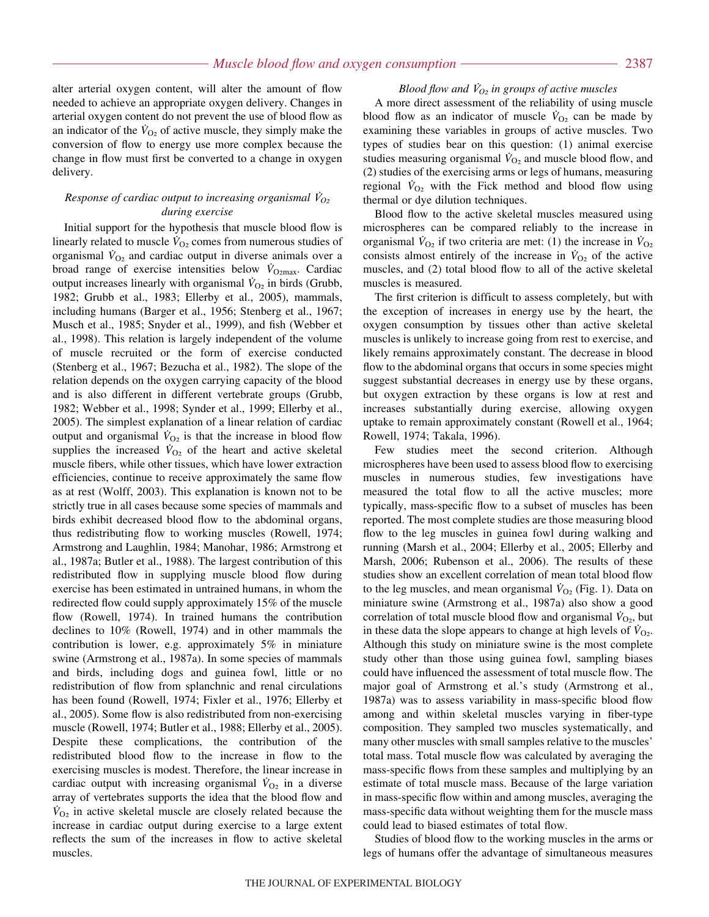alter arterial oxygen content, will alter the amount of flow needed to achieve an appropriate oxygen delivery. Changes in arterial oxygen content do not prevent the use of blood flow as an indicator of the $\dot{V}_{O_2}$ of active muscle, they simply make the conversion of flow to energy use more complex because the change in flow must first be converted to a change in oxygen delivery.

### *Response of cardiac output to increasing organismal $\dot{V}_{O_2}$ during exercise*

Initial support for the hypothesis that muscle blood flow is linearly related to muscle $\dot{V}_{O_2}$ comes from numerous studies of organismal $\dot{V}_{O_2}$ and cardiac output in diverse animals over a broad range of exercise intensities below $\dot{V}_{O_2max}$. Cardiac output increases linearly with organismal $\dot{V}_{O_2}$ in birds (Grubb, 1982; Grubb et al., 1983; Ellerby et al., 2005), mammals, including humans (Barger et al., 1956; Stenberg et al., 1967; Musch et al., 1985; Snyder et al., 1999), and fish (Webber et al., 1998). This relation is largely independent of the volume of muscle recruited or the form of exercise conducted (Stenberg et al., 1967; Bezucha et al., 1982). The slope of the relation depends on the oxygen carrying capacity of the blood and is also different in different vertebrate groups (Grubb, 1982; Webber et al., 1998; Synder et al., 1999; Ellerby et al., 2005). The simplest explanation of a linear relation of cardiac output and organismal $\dot{V}_{O_2}$ is that the increase in blood flow supplies the increased $\dot{V}_{O_2}$ of the heart and active skeletal muscle fibers, while other tissues, which have lower extraction efficiencies, continue to receive approximately the same flow as at rest (Wolff, 2003). This explanation is known not to be strictly true in all cases because some species of mammals and birds exhibit decreased blood flow to the abdominal organs, thus redistributing flow to working muscles (Rowell, 1974; Armstrong and Laughlin, 1984; Manohar, 1986; Armstrong et al., 1987a; Butler et al., 1988). The largest contribution of this redistributed flow in supplying muscle blood flow during exercise has been estimated in untrained humans, in whom the redirected flow could supply approximately 15% of the muscle flow (Rowell, 1974). In trained humans the contribution declines to 10% (Rowell, 1974) and in other mammals the contribution is lower, e.g. approximately 5% in miniature swine (Armstrong et al., 1987a). In some species of mammals and birds, including dogs and guinea fowl, little or no redistribution of flow from splanchnic and renal circulations has been found (Rowell, 1974; Fixler et al., 1976; Ellerby et al., 2005). Some flow is also redistributed from non-exercising muscle (Rowell, 1974; Butler et al., 1988; Ellerby et al., 2005). Despite these complications, the contribution of the redistributed blood flow to the increase in flow to the exercising muscles is modest. Therefore, the linear increase in cardiac output with increasing organismal $\dot{V}_{O_2}$ in a diverse array of vertebrates supports the idea that the blood flow and $\dot{V}_{O_2}$ in active skeletal muscle are closely related because the increase in cardiac output during exercise to a large extent reflects the sum of the increases in flow to active skeletal muscles.

### *Blood flow and $\dot{V}_{O_2}$ in groups of active muscles*

A more direct assessment of the reliability of using muscle blood flow as an indicator of muscle $\dot{V}_{O_2}$ can be made by examining these variables in groups of active muscles. Two types of studies bear on this question: (1) animal exercise studies measuring organismal $\dot{V}_{O_2}$ and muscle blood flow, and (2) studies of the exercising arms or legs of humans, measuring regional $\dot{V}_{O_2}$ with the Fick method and blood flow using thermal or dye dilution techniques.

Blood flow to the active skeletal muscles measured using microspheres can be compared reliably to the increase in organismal $\dot{V}_{O_2}$ if two criteria are met: (1) the increase in $\dot{V}_{O_2}$ consists almost entirely of the increase in $\dot{V}_{O_2}$ of the active muscles, and (2) total blood flow to all of the active skeletal muscles is measured.

The first criterion is difficult to assess completely, but with the exception of increases in energy use by the heart, the oxygen consumption by tissues other than active skeletal muscles is unlikely to increase going from rest to exercise, and likely remains approximately constant. The decrease in blood flow to the abdominal organs that occurs in some species might suggest substantial decreases in energy use by these organs, but oxygen extraction by these organs is low at rest and increases substantially during exercise, allowing oxygen uptake to remain approximately constant (Rowell et al., 1964; Rowell, 1974; Takala, 1996).

Few studies meet the second criterion. Although microspheres have been used to assess blood flow to exercising muscles in numerous studies, few investigations have measured the total flow to all the active muscles; more typically, mass-specific flow to a subset of muscles has been reported. The most complete studies are those measuring blood flow to the leg muscles in guinea fowl during walking and running (Marsh et al., 2004; Ellerby et al., 2005; Ellerby and Marsh, 2006; Rubenson et al., 2006). The results of these studies show an excellent correlation of mean total blood flow to the leg muscles, and mean organismal $\dot{V}_{O_2}$ (Fig. 1). Data on miniature swine (Armstrong et al., 1987a) also show a good correlation of total muscle blood flow and organismal $\dot{V}_{O_2}$, but in these data the slope appears to change at high levels of $\dot{V}_{O_2}$. Although this study on miniature swine is the most complete study other than those using guinea fowl, sampling biases could have influenced the assessment of total muscle flow. The major goal of Armstrong et al.'s study (Armstrong et al., 1987a) was to assess variability in mass-specific blood flow among and within skeletal muscles varying in fiber-type composition. They sampled two muscles systematically, and many other muscles with small samples relative to the muscles' total mass. Total muscle flow was calculated by averaging the mass-specific flows from these samples and multiplying by an estimate of total muscle mass. Because of the large variation in mass-specific flow within and among muscles, averaging the mass-specific data without weighting them for the muscle mass could lead to biased estimates of total flow.

Studies of blood flow to the working muscles in the arms or legs of humans offer the advantage of simultaneous measures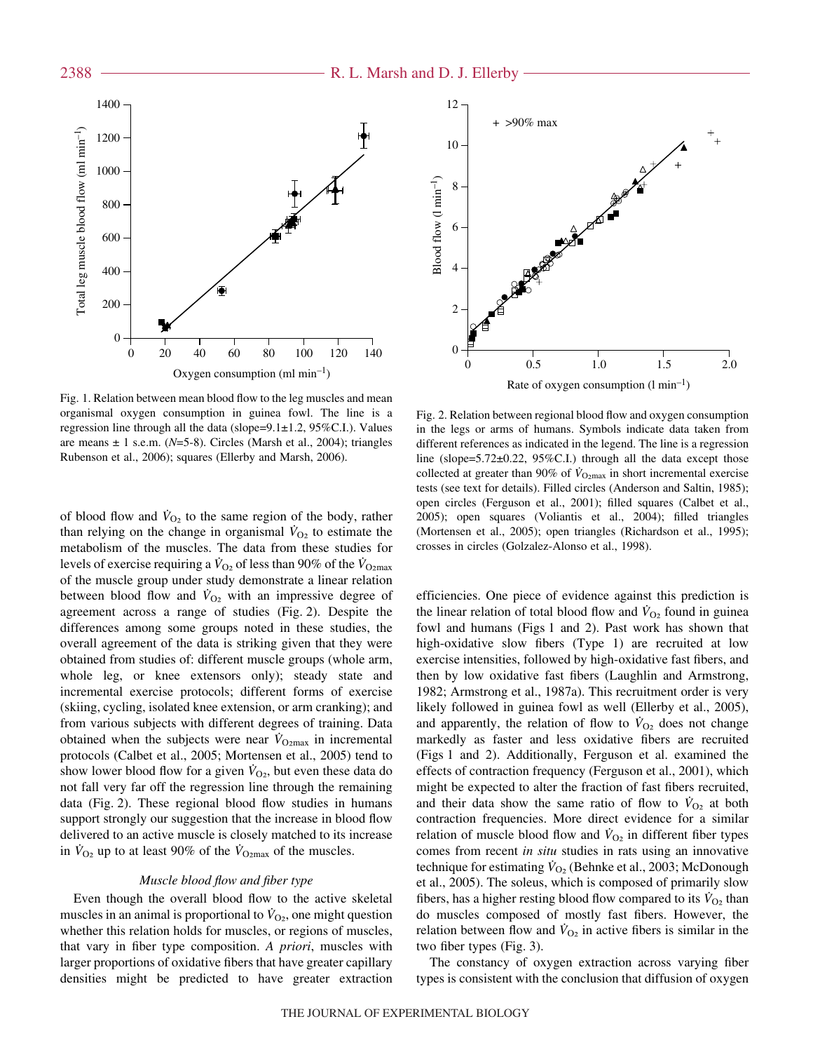Total leg muscle blood flow (ml min$^{-1}$)

0
200
400
600
800
1000
1200
1400

0 20 40 60 80 100 120 140

Oxygen consumption (ml min$^{-1}$)

Fig. 1. Relation between mean blood flow to the leg muscles and mean organismal oxygen consumption in guinea fowl. The line is a regression line through all the data (slope=9.1±1.2, 95%C.I.). Values are means ± 1 s.e.m. ($N$=5-8). Circles (Marsh et al., 2004); triangles Rubenson et al., 2006); squares (Ellerby and Marsh, 2006).

+ >90% max

Blood flow (l min$^{-1}$)

0
2
4
6
8
10
12

0 0.5 1.0 1.5 2.0

Rate of oxygen consumption (l min$^{-1}$)

Fig. 2. Relation between regional blood flow and oxygen consumption in the legs or arms of humans. Symbols indicate data taken from different references as indicated in the legend. The line is a regression line (slope=5.72±0.22, 95%C.I.) through all the data except those collected at greater than 90% of $\dot{V}_{O_2max}$ in short incremental exercise tests (see text for details). Filled circles (Anderson and Saltin, 1985); open circles (Ferguson et al., 2001); filled squares (Calbet et al., 2005); open squares (Voliantis et al., 2004); filled triangles (Mortensen et al., 2005); open triangles (Richardson et al., 1995); crosses in circles (Golzalez-Alonso et al., 1998).

of blood flow and $\dot{V}_{O_2}$ to the same region of the body, rather than relying on the change in organismal $\dot{V}_{O_2}$ to estimate the metabolism of the muscles. The data from these studies for levels of exercise requiring a $\dot{V}_{O_2}$ of less than 90% of the $\dot{V}_{O_2max}$ of the muscle group under study demonstrate a linear relation between blood flow and $\dot{V}_{O_2}$ with an impressive degree of agreement across a range of studies (Fig. 2). Despite the differences among some groups noted in these studies, the overall agreement of the data is striking given that they were obtained from studies of: different muscle groups (whole arm, whole leg, or knee extensors only); steady state and incremental exercise protocols; different forms of exercise (skiing, cycling, isolated knee extension, or arm cranking); and from various subjects with different degrees of training. Data obtained when the subjects were near $\dot{V}_{O_2max}$ in incremental protocols (Calbet et al., 2005; Mortensen et al., 2005) tend to show lower blood flow for a given $\dot{V}_{O_2}$, but even these data do not fall very far off the regression line through the remaining data (Fig. 2). These regional blood flow studies in humans support strongly our suggestion that the increase in blood flow delivered to an active muscle is closely matched to its increase in $\dot{V}_{O_2}$ up to at least 90% of the $\dot{V}_{O_2max}$ of the muscles.

### *Muscle blood flow and fiber type*

Even though the overall blood flow to the active skeletal muscles in an animal is proportional to $\dot{V}_{O_2}$, one might question whether this relation holds for muscles, or regions of muscles, that vary in fiber type composition. *A priori*, muscles with larger proportions of oxidative fibers that have greater capillary densities might be predicted to have greater extraction efficiencies. One piece of evidence against this prediction is the linear relation of total blood flow and $\dot{V}_{O_2}$ found in guinea fowl and humans (Figs 1 and 2). Past work has shown that high-oxidative slow fibers (Type 1) are recruited at low exercise intensities, followed by high-oxidative fast fibers, and then by low oxidative fast fibers (Laughlin and Armstrong, 1982; Armstrong et al., 1987a). This recruitment order is very likely followed in guinea fowl as well (Ellerby et al., 2005), and apparently, the relation of flow to $\dot{V}_{O_2}$ does not change markedly as faster and less oxidative fibers are recruited (Figs 1 and 2). Additionally, Ferguson et al. examined the effects of contraction frequency (Ferguson et al., 2001), which might be expected to alter the fraction of fast fibers recruited, and their data show the same ratio of flow to $\dot{V}_{O_2}$ at both contraction frequencies. More direct evidence for a similar relation of muscle blood flow and $\dot{V}_{O_2}$ in different fiber types comes from recent *in situ* studies in rats using an innovative technique for estimating $\dot{V}_{O_2}$ (Behnke et al., 2003; McDonough et al., 2005). The soleus, which is composed of primarily slow fibers, has a higher resting blood flow compared to its $\dot{V}_{O_2}$ than do muscles composed of mostly fast fibers. However, the relation between flow and $\dot{V}_{O_2}$ in active fibers is similar in the two fiber types (Fig. 3).

The constancy of oxygen extraction across varying fiber types is consistent with the conclusion that diffusion of oxygen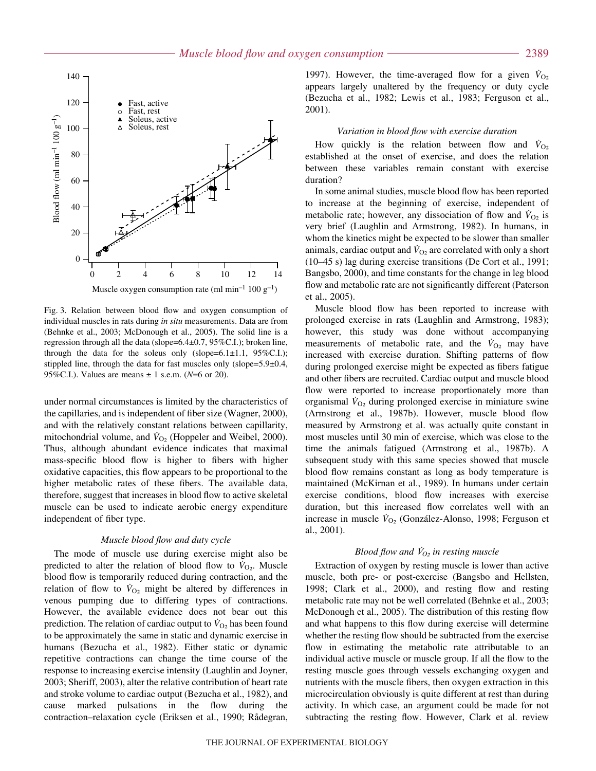140
120
100
80
60
40
20
0
0 2 4 6 8 10 12 14

Blood flow (ml min$^{-1}$ 100 g$^{-1}$)

Muscle oxygen consumption rate (ml min$^{-1}$ 100 g$^{-1}$)

● Fast, active
○ Fast, rest
▲ Soleus, active
△ Soleus, rest

Fig. 3. Relation between blood flow and oxygen consumption of individual muscles in rats during *in situ* measurements. Data are from (Behnke et al., 2003; McDonough et al., 2005). The solid line is a regression through all the data (slope=6.4±0.7, 95%C.I.); broken line, through the data for the soleus only (slope=6.1±1.1, 95%C.I.); stippled line, through the data for fast muscles only (slope=5.9±0.4, 95%C.I.). Values are means ± 1 s.e.m. ($N$=6 or 20).

under normal circumstances is limited by the characteristics of the capillaries, and is independent of fiber size (Wagner, 2000), and with the relatively constant relations between capillarity, mitochondrial volume, and $\dot{V}_{O_2}$ (Hoppeler and Weibel, 2000). Thus, although abundant evidence indicates that maximal mass-specific blood flow is higher to fibers with higher oxidative capacities, this flow appears to be proportional to the higher metabolic rates of these fibers. The available data, therefore, suggest that increases in blood flow to active skeletal muscle can be used to indicate aerobic energy expenditure independent of fiber type.

### *Muscle blood flow and duty cycle*

The mode of muscle use during exercise might also be predicted to alter the relation of blood flow to $\dot{V}_{O_2}$. Muscle blood flow is temporarily reduced during contraction, and the relation of flow to $\dot{V}_{O_2}$ might be altered by differences in venous pumping due to differing types of contractions. However, the available evidence does not bear out this prediction. The relation of cardiac output to $\dot{V}_{O_2}$ has been found to be approximately the same in static and dynamic exercise in humans (Bezucha et al., 1982). Either static or dynamic repetitive contractions can change the time course of the response to increasing exercise intensity (Laughlin and Joyner, 2003; Sheriff, 2003), alter the relative contribution of heart rate and stroke volume to cardiac output (Bezucha et al., 1982), and cause marked pulsations in the flow during the contraction–relaxation cycle (Eriksen et al., 1990; Rådegran, 1997). However, the time-averaged flow for a given $\dot{V}_{O_2}$ appears largely unaltered by the frequency or duty cycle (Bezucha et al., 1982; Lewis et al., 1983; Ferguson et al., 2001).

### *Variation in blood flow with exercise duration*

How quickly is the relation between flow and $\dot{V}_{O_2}$ established at the onset of exercise, and does the relation between these variables remain constant with exercise duration?

In some animal studies, muscle blood flow has been reported to increase at the beginning of exercise, independent of metabolic rate; however, any dissociation of flow and $\dot{V}_{O_2}$ is very brief (Laughlin and Armstrong, 1982). In humans, in whom the kinetics might be expected to be slower than smaller animals, cardiac output and $\dot{V}_{O_2}$ are correlated with only a short (10–45 s) lag during exercise transitions (De Cort et al., 1991; Bangsbo, 2000), and time constants for the change in leg blood flow and metabolic rate are not significantly different (Paterson et al., 2005).

Muscle blood flow has been reported to increase with prolonged exercise in rats (Laughlin and Armstrong, 1983); however, this study was done without accompanying measurements of metabolic rate, and the $\dot{V}_{O_2}$ may have increased with exercise duration. Shifting patterns of flow during prolonged exercise might be expected as fibers fatigue and other fibers are recruited. Cardiac output and muscle blood flow were reported to increase proportionately more than organismal $\dot{V}_{O_2}$ during prolonged exercise in miniature swine (Armstrong et al., 1987b). However, muscle blood flow measured by Armstrong et al. was actually quite constant in most muscles until 30 min of exercise, which was close to the time the animals fatigued (Armstrong et al., 1987b). A subsequent study with this same species showed that muscle blood flow remains constant as long as body temperature is maintained (McKirnan et al., 1989). In humans under certain exercise conditions, blood flow increases with exercise duration, but this increased flow correlates well with an increase in muscle $\dot{V}_{O_2}$ (González-Alonso, 1998; Ferguson et al., 2001).

### *Blood flow and $\dot{V}_{O_2}$ in resting muscle*

Extraction of oxygen by resting muscle is lower than active muscle, both pre- or post-exercise (Bangsbo and Hellsten, 1998; Clark et al., 2000), and resting flow and resting metabolic rate may not be well correlated (Behnke et al., 2003; McDonough et al., 2005). The distribution of this resting flow and what happens to this flow during exercise will determine whether the resting flow should be subtracted from the exercise flow in estimating the metabolic rate attributable to an individual active muscle or muscle group. If all the flow to the resting muscle goes through vessels exchanging oxygen and nutrients with the muscle fibers, then oxygen extraction in this microcirculation obviously is quite different at rest than during activity. In which case, an argument could be made for not subtracting the resting flow. However, Clark et al. review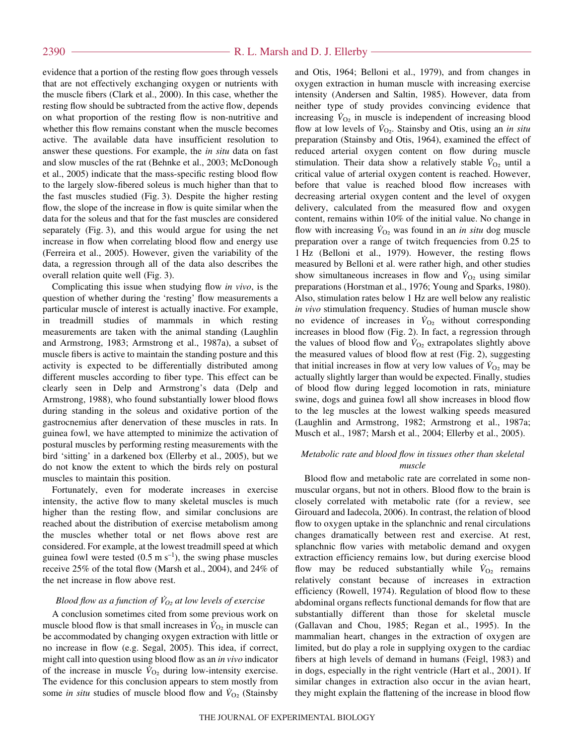evidence that a portion of the resting flow goes through vessels that are not effectively exchanging oxygen or nutrients with the muscle fibers (Clark et al., 2000). In this case, whether the resting flow should be subtracted from the active flow, depends on what proportion of the resting flow is non-nutritive and whether this flow remains constant when the muscle becomes active. The available data have insufficient resolution to answer these questions. For example, the *in situ* data on fast and slow muscles of the rat (Behnke et al., 2003; McDonough et al., 2005) indicate that the mass-specific resting blood flow to the largely slow-fibered soleus is much higher than that to the fast muscles studied (Fig. 3). Despite the higher resting flow, the slope of the increase in flow is quite similar when the data for the soleus and that for the fast muscles are considered separately (Fig. 3), and this would argue for using the net increase in flow when correlating blood flow and energy use (Ferreira et al., 2005). However, given the variability of the data, a regression through all of the data also describes the overall relation quite well (Fig. 3).

Complicating this issue when studying flow *in vivo*, is the question of whether during the 'resting' flow measurements a particular muscle of interest is actually inactive. For example, in treadmill studies of mammals in which resting measurements are taken with the animal standing (Laughlin and Armstrong, 1983; Armstrong et al., 1987a), a subset of muscle fibers is active to maintain the standing posture and this activity is expected to be differentially distributed among different muscles according to fiber type. This effect can be clearly seen in Delp and Armstrong's data (Delp and Armstrong, 1988), who found substantially lower blood flows during standing in the soleus and oxidative portion of the gastrocnemius after denervation of these muscles in rats. In guinea fowl, we have attempted to minimize the activation of postural muscles by performing resting measurements with the bird 'sitting' in a darkened box (Ellerby et al., 2005), but we do not know the extent to which the birds rely on postural muscles to maintain this position.

Fortunately, even for moderate increases in exercise intensity, the active flow to many skeletal muscles is much higher than the resting flow, and similar conclusions are reached about the distribution of exercise metabolism among the muscles whether total or net flows above rest are considered. For example, at the lowest treadmill speed at which guinea fowl were tested ($0.5\ \mathrm{m\ s^{-1}}$), the swing phase muscles receive 25% of the total flow (Marsh et al., 2004), and 24% of the net increase in flow above rest.

### *Blood flow as a function of $\dot{V}_{O_2}$ at low levels of exercise*

A conclusion sometimes cited from some previous work on muscle blood flow is that small increases in $\dot{V}_{O_2}$ in muscle can be accommodated by changing oxygen extraction with little or no increase in flow (e.g. Segal, 2005). This idea, if correct, might call into question using blood flow as an *in vivo* indicator of the increase in muscle $\dot{V}_{O_2}$ during low-intensity exercise. The evidence for this conclusion appears to stem mostly from some *in situ* studies of muscle blood flow and $\dot{V}_{O_2}$ (Stainsby and Otis, 1964; Belloni et al., 1979), and from changes in oxygen extraction in human muscle with increasing exercise intensity (Andersen and Saltin, 1985). However, data from neither type of study provides convincing evidence that increasing $\dot{V}_{O_2}$ in muscle is independent of increasing blood flow at low levels of $\dot{V}_{O_2}$. Stainsby and Otis, using an *in situ* preparation (Stainsby and Otis, 1964), examined the effect of reduced arterial oxygen content on flow during muscle stimulation. Their data show a relatively stable $\dot{V}_{O_2}$ until a critical value of arterial oxygen content is reached. However, before that value is reached blood flow increases with decreasing arterial oxygen content and the level of oxygen delivery, calculated from the measured flow and oxygen content, remains within 10% of the initial value. No change in flow with increasing $\dot{V}_{O_2}$ was found in an *in situ* dog muscle preparation over a range of twitch frequencies from 0.25 to 1 Hz (Belloni et al., 1979). However, the resting flows measured by Belloni et al. were rather high, and other studies show simultaneous increases in flow and $\dot{V}_{O_2}$ using similar preparations (Horstman et al., 1976; Young and Sparks, 1980). Also, stimulation rates below 1 Hz are well below any realistic *in vivo* stimulation frequency. Studies of human muscle show no evidence of increases in $\dot{V}_{O_2}$ without corresponding increases in blood flow (Fig. 2). In fact, a regression through the values of blood flow and $\dot{V}_{O_2}$ extrapolates slightly above the measured values of blood flow at rest (Fig. 2), suggesting that initial increases in flow at very low values of $\dot{V}_{O_2}$ may be actually slightly larger than would be expected. Finally, studies of blood flow during legged locomotion in rats, miniature swine, dogs and guinea fowl all show increases in blood flow to the leg muscles at the lowest walking speeds measured (Laughlin and Armstrong, 1982; Armstrong et al., 1987a; Musch et al., 1987; Marsh et al., 2004; Ellerby et al., 2005).

### *Metabolic rate and blood flow in tissues other than skeletal muscle*

Blood flow and metabolic rate are correlated in some non-muscular organs, but not in others. Blood flow to the brain is closely correlated with metabolic rate (for a review, see Girouard and Iadecola, 2006). In contrast, the relation of blood flow to oxygen uptake in the splanchnic and renal circulations changes dramatically between rest and exercise. At rest, splanchnic flow varies with metabolic demand and oxygen extraction efficiency remains low, but during exercise blood flow may be reduced substantially while $\dot{V}_{O_2}$ remains relatively constant because of increases in extraction efficiency (Rowell, 1974). Regulation of blood flow to these abdominal organs reflects functional demands for flow that are substantially different than those for skeletal muscle (Gallavan and Chou, 1985; Regan et al., 1995). In the mammalian heart, changes in the extraction of oxygen are limited, but do play a role in supplying oxygen to the cardiac fibers at high levels of demand in humans (Feigl, 1983) and in dogs, especially in the right ventricle (Hart et al., 2001). If similar changes in extraction also occur in the avian heart, they might explain the flattening of the increase in blood flow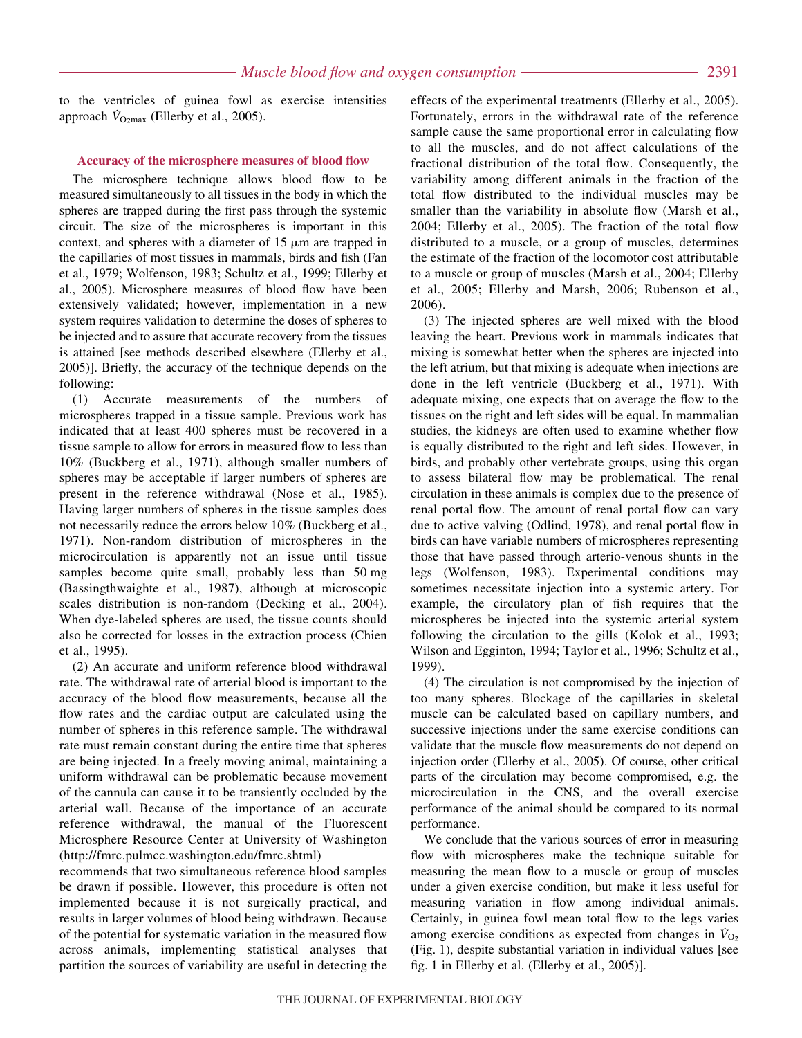to the ventricles of guinea fowl as exercise intensities approach $\dot{V}_{O2max}$ (Ellerby et al., 2005).

### Accuracy of the microsphere measures of blood flow

The microsphere technique allows blood flow to be measured simultaneously to all tissues in the body in which the spheres are trapped during the first pass through the systemic circuit. The size of the microspheres is important in this context, and spheres with a diameter of 15 μm are trapped in the capillaries of most tissues in mammals, birds and fish (Fan et al., 1979; Wolfenson, 1983; Schultz et al., 1999; Ellerby et al., 2005). Microsphere measures of blood flow have been extensively validated; however, implementation in a new system requires validation to determine the doses of spheres to be injected and to assure that accurate recovery from the tissues is attained [see methods described elsewhere (Ellerby et al., 2005)]. Briefly, the accuracy of the technique depends on the following:

(1) Accurate measurements of the numbers of microspheres trapped in a tissue sample. Previous work has indicated that at least 400 spheres must be recovered in a tissue sample to allow for errors in measured flow to less than 10% (Buckberg et al., 1971), although smaller numbers of spheres may be acceptable if larger numbers of spheres are present in the reference withdrawal (Nose et al., 1985). Having larger numbers of spheres in the tissue samples does not necessarily reduce the errors below 10% (Buckberg et al., 1971). Non-random distribution of microspheres in the microcirculation is apparently not an issue until tissue samples become quite small, probably less than 50 mg (Bassingthwaighte et al., 1987), although at microscopic scales distribution is non-random (Decking et al., 2004). When dye-labeled spheres are used, the tissue counts should also be corrected for losses in the extraction process (Chien et al., 1995).

(2) An accurate and uniform reference blood withdrawal rate. The withdrawal rate of arterial blood is important to the accuracy of the blood flow measurements, because all the flow rates and the cardiac output are calculated using the number of spheres in this reference sample. The withdrawal rate must remain constant during the entire time that spheres are being injected. In a freely moving animal, maintaining a uniform withdrawal can be problematic because movement of the cannula can cause it to be transiently occluded by the arterial wall. Because of the importance of an accurate reference withdrawal, the manual of the Fluorescent Microsphere Resource Center at University of Washington (http://fmrc.pulmcc.washington.edu/fmrc.shtml) recommends that two simultaneous reference blood samples be drawn if possible. However, this procedure is often not implemented because it is not surgically practical, and results in larger volumes of blood being withdrawn. Because of the potential for systematic variation in the measured flow across animals, implementing statistical analyses that partition the sources of variability are useful in detecting the effects of the experimental treatments (Ellerby et al., 2005). Fortunately, errors in the withdrawal rate of the reference sample cause the same proportional error in calculating flow to all the muscles, and do not affect calculations of the fractional distribution of the total flow. Consequently, the variability among different animals in the fraction of the total flow distributed to the individual muscles may be smaller than the variability in absolute flow (Marsh et al., 2004; Ellerby et al., 2005). The fraction of the total flow distributed to a muscle, or a group of muscles, determines the estimate of the fraction of the locomotor cost attributable to a muscle or group of muscles (Marsh et al., 2004; Ellerby et al., 2005; Ellerby and Marsh, 2006; Rubenson et al., 2006).

(3) The injected spheres are well mixed with the blood leaving the heart. Previous work in mammals indicates that mixing is somewhat better when the spheres are injected into the left atrium, but that mixing is adequate when injections are done in the left ventricle (Buckberg et al., 1971). With adequate mixing, one expects that on average the flow to the tissues on the right and left sides will be equal. In mammalian studies, the kidneys are often used to examine whether flow is equally distributed to the right and left sides. However, in birds, and probably other vertebrate groups, using this organ to assess bilateral flow may be problematical. The renal circulation in these animals is complex due to the presence of renal portal flow. The amount of renal portal flow can vary due to active valving (Odlind, 1978), and renal portal flow in birds can have variable numbers of microspheres representing those that have passed through arterio-venous shunts in the legs (Wolfenson, 1983). Experimental conditions may sometimes necessitate injection into a systemic artery. For example, the circulatory plan of fish requires that the microspheres be injected into the systemic arterial system following the circulation to the gills (Kolok et al., 1993; Wilson and Egginton, 1994; Taylor et al., 1996; Schultz et al., 1999).

(4) The circulation is not compromised by the injection of too many spheres. Blockage of the capillaries in skeletal muscle can be calculated based on capillary numbers, and successive injections under the same exercise conditions can validate that the muscle flow measurements do not depend on injection order (Ellerby et al., 2005). Of course, other critical parts of the circulation may become compromised, e.g. the microcirculation in the CNS, and the overall exercise performance of the animal should be compared to its normal performance.

We conclude that the various sources of error in measuring flow with microspheres make the technique suitable for measuring the mean flow to a muscle or group of muscles under a given exercise condition, but make it less useful for measuring variation in flow among individual animals. Certainly, in guinea fowl mean total flow to the legs varies among exercise conditions as expected from changes in $\dot{V}_{O_2}$ (Fig. 1), despite substantial variation in individual values [see fig. 1 in Ellerby et al. (Ellerby et al., 2005)].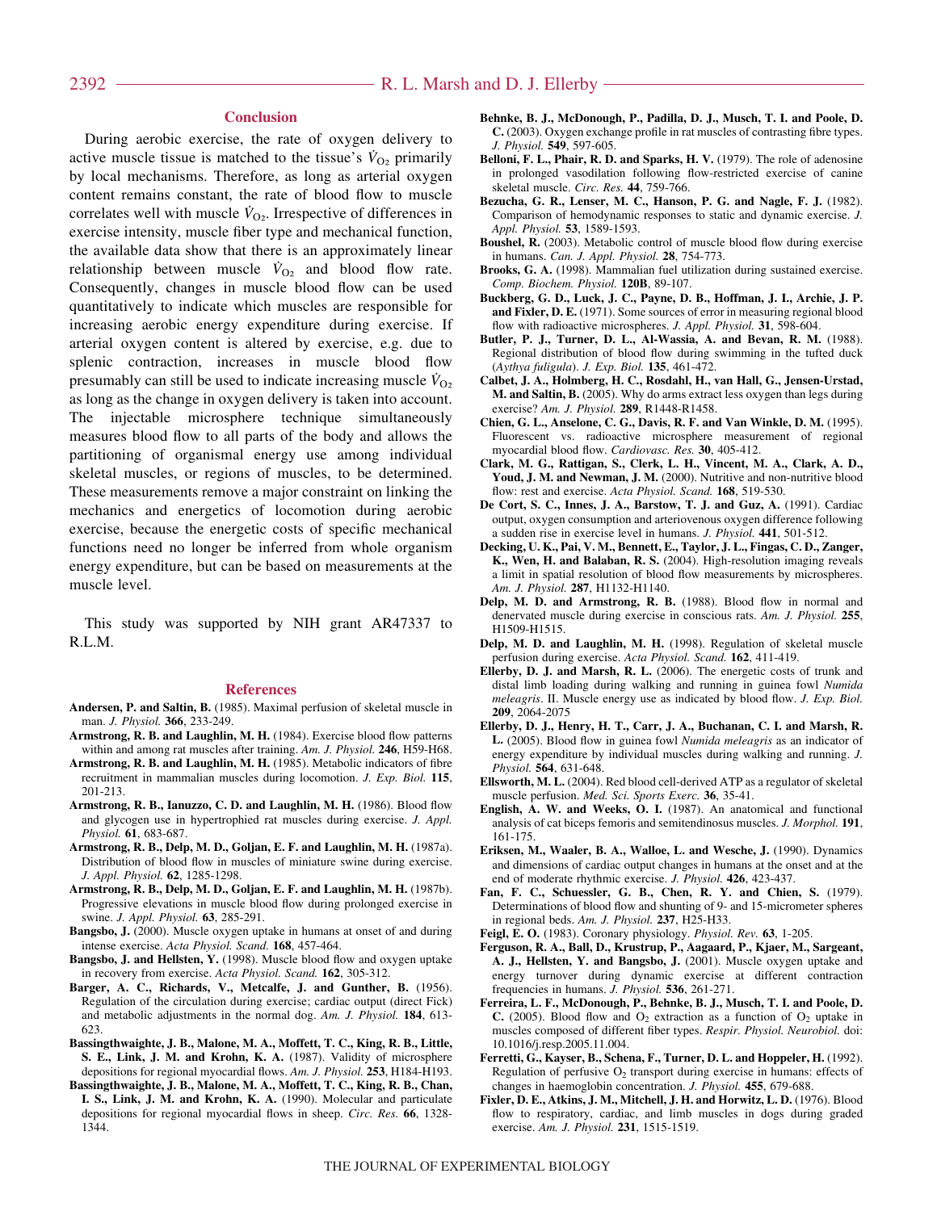## Conclusion

During aerobic exercise, the rate of oxygen delivery to active muscle tissue is matched to the tissue's $\dot{V}_{O_2}$ primarily by local mechanisms. Therefore, as long as arterial oxygen content remains constant, the rate of blood flow to muscle correlates well with muscle $\dot{V}_{O_2}$. Irrespective of differences in exercise intensity, muscle fiber type and mechanical function, the available data show that there is an approximately linear relationship between muscle $\dot{V}_{O_2}$ and blood flow rate. Consequently, changes in muscle blood flow can be used quantitatively to indicate which muscles are responsible for increasing aerobic energy expenditure during exercise. If arterial oxygen content is altered by exercise, e.g. due to splenic contraction, increases in muscle blood flow presumably can still be used to indicate increasing muscle $\dot{V}_{O_2}$ as long as the change in oxygen delivery is taken into account. The injectable microsphere technique simultaneously measures blood flow to all parts of the body and allows the partitioning of organismal energy use among individual skeletal muscles, or regions of muscles, to be determined. These measurements remove a major constraint on linking the mechanics and energetics of locomotion during aerobic exercise, because the energetic costs of specific mechanical functions need no longer be inferred from whole organism energy expenditure, but can be based on measurements at the muscle level.

This study was supported by NIH grant AR47337 to R.L.M.

## References

**Andersen, P. and Saltin, B.** (1985). Maximal perfusion of skeletal muscle in man. *J. Physiol.* **366**, 233-249.

**Armstrong, R. B. and Laughlin, M. H.** (1984). Exercise blood flow patterns within and among rat muscles after training. *Am. J. Physiol.* **246**, H59-H68.

**Armstrong, R. B. and Laughlin, M. H.** (1985). Metabolic indicators of fibre recruitment in mammalian muscles during locomotion. *J. Exp. Biol.* **115**, 201-213.

**Armstrong, R. B., Ianuzzo, C. D. and Laughlin, M. H.** (1986). Blood flow and glycogen use in hypertrophied rat muscles during exercise. *J. Appl. Physiol.* **61**, 683-687.

**Armstrong, R. B., Delp, M. D., Goljan, E. F. and Laughlin, M. H.** (1987a). Distribution of blood flow in muscles of miniature swine during exercise. *J. Appl. Physiol.* **62**, 1285-1298.

**Armstrong, R. B., Delp, M. D., Goljan, E. F. and Laughlin, M. H.** (1987b). Progressive elevations in muscle blood flow during prolonged exercise in swine. *J. Appl. Physiol.* **63**, 285-291.

**Bangsbo, J.** (2000). Muscle oxygen uptake in humans at onset of and during intense exercise. *Acta Physiol. Scand.* **168**, 457-464.

**Bangsbo, J. and Hellsten, Y.** (1998). Muscle blood flow and oxygen uptake in recovery from exercise. *Acta Physiol. Scand.* **162**, 305-312.

**Barger, A. C., Richards, V., Metcalfe, J. and Gunther, B.** (1956). Regulation of the circulation during exercise; cardiac output (direct Fick) and metabolic adjustments in the normal dog. *Am. J. Physiol.* **184**, 613-623.

**Bassingthwaighte, J. B., Malone, M. A., Moffett, T. C., King, R. B., Little, S. E., Link, J. M. and Krohn, K. A.** (1987). Validity of microsphere depositions for regional myocardial flows. *Am. J. Physiol.* **253**, H184-H193.

**Bassingthwaighte, J. B., Malone, M. A., Moffett, T. C., King, R. B., Chan, I. S., Link, J. M. and Krohn, K. A.** (1990). Molecular and particulate depositions for regional myocardial flows in sheep. *Circ. Res.* **66**, 1328-1344.

**Behnke, B. J., McDonough, P., Padilla, D. J., Musch, T. I. and Poole, D. C.** (2003). Oxygen exchange profile in rat muscles of contrasting fibre types. *J. Physiol.* **549**, 597-605.

**Belloni, F. L., Phair, R. D. and Sparks, H. V.** (1979). The role of adenosine in prolonged vasodilation following flow-restricted exercise of canine skeletal muscle. *Circ. Res.* **44**, 759-766.

**Bezucha, G. R., Lenser, M. C., Hanson, P. G. and Nagle, F. J.** (1982). Comparison of hemodynamic responses to static and dynamic exercise. *J. Appl. Physiol.* **53**, 1589-1593.

**Boushel, R.** (2003). Metabolic control of muscle blood flow during exercise in humans. *Can. J. Appl. Physiol.* **28**, 754-773.

**Brooks, G. A.** (1998). Mammalian fuel utilization during sustained exercise. *Comp. Biochem. Physiol.* **120B**, 89-107.

**Buckberg, G. D., Luck, J. C., Payne, D. B., Hoffman, J. I., Archie, J. P. and Fixler, D. E.** (1971). Some sources of error in measuring regional blood flow with radioactive microspheres. *J. Appl. Physiol.* **31**, 598-604.

**Butler, P. J., Turner, D. L., Al-Wassia, A. and Bevan, R. M.** (1988). Regional distribution of blood flow during swimming in the tufted duck (*Aythya fuligula*). *J. Exp. Biol.* **135**, 461-472.

**Calbet, J. A., Holmberg, H. C., Rosdahl, H., van Hall, G., Jensen-Urstad, M. and Saltin, B.** (2005). Why do arms extract less oxygen than legs during exercise? *Am. J. Physiol.* **289**, R1448-R1458.

**Chien, G. L., Anselone, C. G., Davis, R. F. and Van Winkle, D. M.** (1995). Fluorescent vs. radioactive microsphere measurement of regional myocardial blood flow. *Cardiovasc. Res.* **30**, 405-412.

**Clark, M. G., Rattigan, S., Clerk, L. H., Vincent, M. A., Clark, A. D., Youd, J. M. and Newman, J. M.** (2000). Nutritive and non-nutritive blood flow: rest and exercise. *Acta Physiol. Scand.* **168**, 519-530.

**De Cort, S. C., Innes, J. A., Barstow, T. J. and Guz, A.** (1991). Cardiac output, oxygen consumption and arteriovenous oxygen difference following a sudden rise in exercise level in humans. *J. Physiol.* **441**, 501-512.

**Decking, U. K., Pai, V. M., Bennett, E., Taylor, J. L., Fingas, C. D., Zanger, K., Wen, H. and Balaban, R. S.** (2004). High-resolution imaging reveals a limit in spatial resolution of blood flow measurements by microspheres. *Am. J. Physiol.* **287**, H1132-H1140.

**Delp, M. D. and Armstrong, R. B.** (1988). Blood flow in normal and denervated muscle during exercise in conscious rats. *Am. J. Physiol.* **255**, H1509-H1515.

**Delp, M. D. and Laughlin, M. H.** (1998). Regulation of skeletal muscle perfusion during exercise. *Acta Physiol. Scand.* **162**, 411-419.

**Ellerby, D. J. and Marsh, R. L.** (2006). The energetic costs of trunk and distal limb loading during walking and running in guinea fowl *Numida meleagris*. II. Muscle energy use as indicated by blood flow. *J. Exp. Biol.* **209**, 2064-2075

**Ellerby, D. J., Henry, H. T., Carr, J. A., Buchanan, C. I. and Marsh, R. L.** (2005). Blood flow in guinea fowl *Numida meleagris* as an indicator of energy expenditure by individual muscles during walking and running. *J. Physiol.* **564**, 631-648.

**Ellsworth, M. L.** (2004). Red blood cell-derived ATP as a regulator of skeletal muscle perfusion. *Med. Sci. Sports Exerc.* **36**, 35-41.

**English, A. W. and Weeks, O. I.** (1987). An anatomical and functional analysis of cat biceps femoris and semitendinosus muscles. *J. Morphol.* **191**, 161-175.

**Eriksen, M., Waaler, B. A., Walloe, L. and Wesche, J.** (1990). Dynamics and dimensions of cardiac output changes in humans at the onset and at the end of moderate rhythmic exercise. *J. Physiol.* **426**, 423-437.

**Fan, F. C., Schuessler, G. B., Chen, R. Y. and Chien, S.** (1979). Determinations of blood flow and shunting of 9- and 15-micrometer spheres in regional beds. *Am. J. Physiol.* **237**, H25-H33.

**Feigl, E. O.** (1983). Coronary physiology. *Physiol. Rev.* **63**, 1-205.

**Ferguson, R. A., Ball, D., Krustrup, P., Aagaard, P., Kjaer, M., Sargeant, A. J., Hellsten, Y. and Bangsbo, J.** (2001). Muscle oxygen uptake and energy turnover during dynamic exercise at different contraction frequencies in humans. *J. Physiol.* **536**, 261-271.

**Ferreira, L. F., McDonough, P., Behnke, B. J., Musch, T. I. and Poole, D. C.** (2005). Blood flow and $O_2$ extraction as a function of $O_2$ uptake in muscles composed of different fiber types. *Respir. Physiol. Neurobiol.* doi: 10.1016/j.resp.2005.11.004.

**Ferretti, G., Kayser, B., Schena, F., Turner, D. L. and Hoppeler, H.** (1992). Regulation of perfusive $O_2$ transport during exercise in humans: effects of changes in haemoglobin concentration. *J. Physiol.* **455**, 679-688.

**Fixler, D. E., Atkins, J. M., Mitchell, J. H. and Horwitz, L. D.** (1976). Blood flow to respiratory, cardiac, and limb muscles in dogs during graded exercise. *Am. J. Physiol.* **231**, 1515-1519.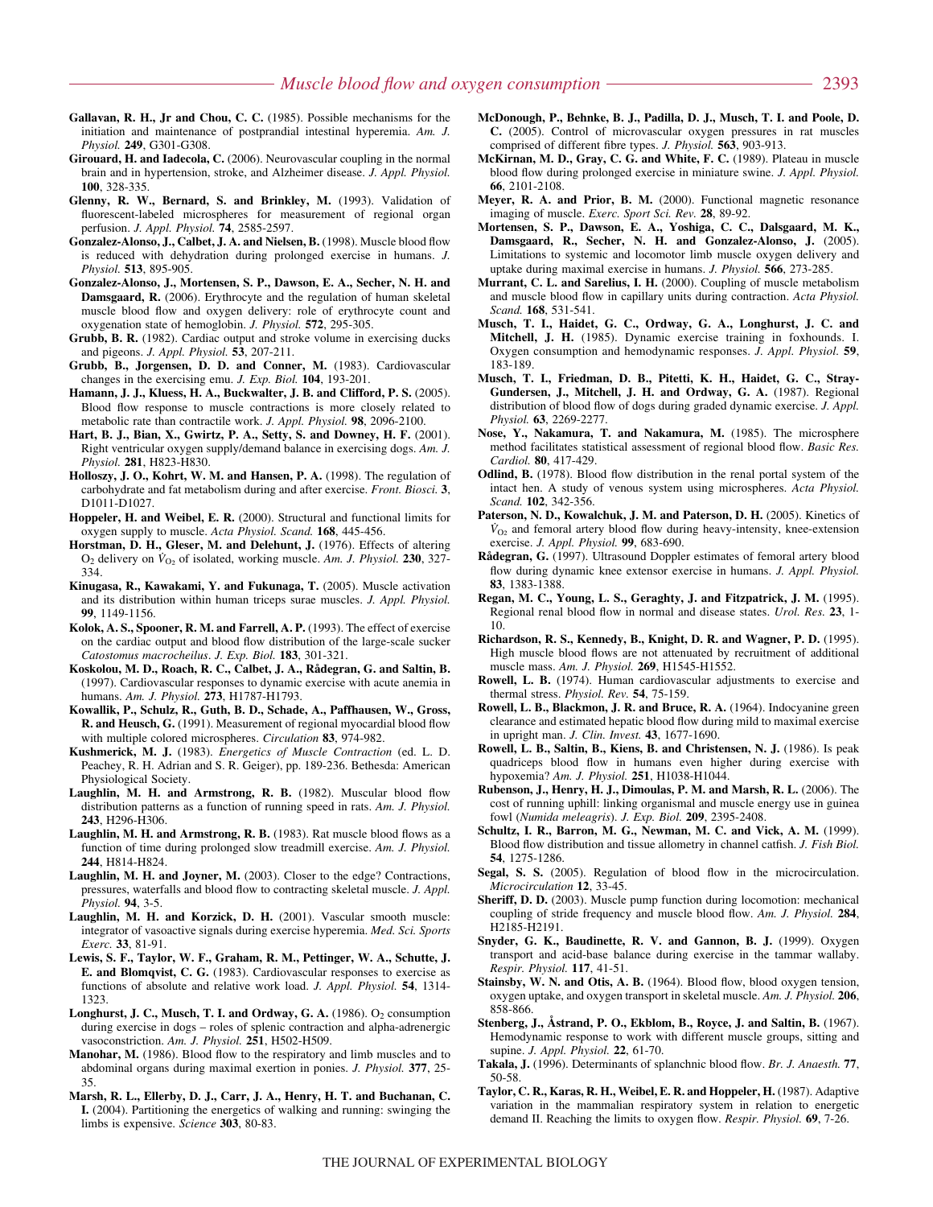**Gallavan, R. H., Jr and Chou, C. C.** (1985). Possible mechanisms for the initiation and maintenance of postprandial intestinal hyperemia. *Am. J. Physiol.* **249**, G301-G308.

**Girouard, H. and Iadecola, C.** (2006). Neurovascular coupling in the normal brain and in hypertension, stroke, and Alzheimer disease. *J. Appl. Physiol.* **100**, 328-335.

**Glenny, R. W., Bernard, S. and Brinkley, M.** (1993). Validation of fluorescent-labeled microspheres for measurement of regional organ perfusion. *J. Appl. Physiol.* **74**, 2585-2597.

**Gonzalez-Alonso, J., Calbet, J. A. and Nielsen, B.** (1998). Muscle blood flow is reduced with dehydration during prolonged exercise in humans. *J. Physiol.* **513**, 895-905.

**Gonzalez-Alonso, J., Mortensen, S. P., Dawson, E. A., Secher, N. H. and Damsgaard, R.** (2006). Erythrocyte and the regulation of human skeletal muscle blood flow and oxygen delivery: role of erythrocyte count and oxygenation state of hemoglobin. *J. Physiol.* **572**, 295-305.

**Grubb, B. R.** (1982). Cardiac output and stroke volume in exercising ducks and pigeons. *J. Appl. Physiol.* **53**, 207-211.

**Grubb, B., Jorgensen, D. D. and Conner, M.** (1983). Cardiovascular changes in the exercising emu. *J. Exp. Biol.* **104**, 193-201.

**Hamann, J. J., Kluess, H. A., Buckwalter, J. B. and Clifford, P. S.** (2005). Blood flow response to muscle contractions is more closely related to metabolic rate than contractile work. *J. Appl. Physiol.* **98**, 2096-2100.

**Hart, B. J., Bian, X., Gwirtz, P. A., Setty, S. and Downey, H. F.** (2001). Right ventricular oxygen supply/demand balance in exercising dogs. *Am. J. Physiol.* **281**, H823-H830.

**Holloszy, J. O., Kohrt, W. M. and Hansen, P. A.** (1998). The regulation of carbohydrate and fat metabolism during and after exercise. *Front. Biosci.* **3**, D1011-D1027.

**Hoppeler, H. and Weibel, E. R.** (2000). Structural and functional limits for oxygen supply to muscle. *Acta Physiol. Scand.* **168**, 445-456.

**Horstman, D. H., Gleser, M. and Delehunt, J.** (1976). Effects of altering $O_2$ delivery on $\dot{V}_{O_2}$ of isolated, working muscle. *Am. J. Physiol.* **230**, 327-334.

**Kinugasa, R., Kawakami, Y. and Fukunaga, T.** (2005). Muscle activation and its distribution within human triceps surae muscles. *J. Appl. Physiol.* **99**, 1149-1156.

**Kolok, A. S., Spooner, R. M. and Farrell, A. P.** (1993). The effect of exercise on the cardiac output and blood flow distribution of the large-scale sucker *Catostomus macrocheilus*. *J. Exp. Biol.* **183**, 301-321.

**Koskolou, M. D., Roach, R. C., Calbet, J. A., Rådegran, G. and Saltin, B.** (1997). Cardiovascular responses to dynamic exercise with acute anemia in humans. *Am. J. Physiol.* **273**, H1787-H1793.

**Kowallik, P., Schulz, R., Guth, B. D., Schade, A., Paffhausen, W., Gross, R. and Heusch, G.** (1991). Measurement of regional myocardial blood flow with multiple colored microspheres. *Circulation* **83**, 974-982.

**Kushmerick, M. J.** (1983). *Energetics of Muscle Contraction* (ed. L. D. Peachey, R. H. Adrian and S. R. Geiger), pp. 189-236. Bethesda: American Physiological Society.

**Laughlin, M. H. and Armstrong, R. B.** (1982). Muscular blood flow distribution patterns as a function of running speed in rats. *Am. J. Physiol.* **243**, H296-H306.

**Laughlin, M. H. and Armstrong, R. B.** (1983). Rat muscle blood flows as a function of time during prolonged slow treadmill exercise. *Am. J. Physiol.* **244**, H814-H824.

**Laughlin, M. H. and Joyner, M.** (2003). Closer to the edge? Contractions, pressures, waterfalls and blood flow to contracting skeletal muscle. *J. Appl. Physiol.* **94**, 3-5.

**Laughlin, M. H. and Korzick, D. H.** (2001). Vascular smooth muscle: integrator of vasoactive signals during exercise hyperemia. *Med. Sci. Sports Exerc.* **33**, 81-91.

**Lewis, S. F., Taylor, W. F., Graham, R. M., Pettinger, W. A., Schutte, J. E. and Blomqvist, C. G.** (1983). Cardiovascular responses to exercise as functions of absolute and relative work load. *J. Appl. Physiol.* **54**, 1314-1323.

**Longhurst, J. C., Musch, T. I. and Ordway, G. A.** (1986). $O_2$ consumption during exercise in dogs – roles of splenic contraction and alpha-adrenergic vasoconstriction. *Am. J. Physiol.* **251**, H502-H509.

**Manohar, M.** (1986). Blood flow to the respiratory and limb muscles and to abdominal organs during maximal exertion in ponies. *J. Physiol.* **377**, 25-35.

**Marsh, R. L., Ellerby, D. J., Carr, J. A., Henry, H. T. and Buchanan, C. I.** (2004). Partitioning the energetics of walking and running: swinging the limbs is expensive. *Science* **303**, 80-83.

**McDonough, P., Behnke, B. J., Padilla, D. J., Musch, T. I. and Poole, D. C.** (2005). Control of microvascular oxygen pressures in rat muscles comprised of different fibre types. *J. Physiol.* **563**, 903-913.

**McKirnan, M. D., Gray, C. G. and White, F. C.** (1989). Plateau in muscle blood flow during prolonged exercise in miniature swine. *J. Appl. Physiol.* **66**, 2101-2108.

**Meyer, R. A. and Prior, B. M.** (2000). Functional magnetic resonance imaging of muscle. *Exerc. Sport Sci. Rev.* **28**, 89-92.

**Mortensen, S. P., Dawson, E. A., Yoshiga, C. C., Dalsgaard, M. K., Damsgaard, R., Secher, N. H. and Gonzalez-Alonso, J.** (2005). Limitations to systemic and locomotor limb muscle oxygen delivery and uptake during maximal exercise in humans. *J. Physiol.* **566**, 273-285.

**Murrant, C. L. and Sarelius, I. H.** (2000). Coupling of muscle metabolism and muscle blood flow in capillary units during contraction. *Acta Physiol. Scand.* **168**, 531-541.

**Musch, T. I., Haidet, G. C., Ordway, G. A., Longhurst, J. C. and Mitchell, J. H.** (1985). Dynamic exercise training in foxhounds. I. Oxygen consumption and hemodynamic responses. *J. Appl. Physiol.* **59**, 183-189.

**Musch, T. I., Friedman, D. B., Pitetti, K. H., Haidet, G. C., Stray-Gundersen, J., Mitchell, J. H. and Ordway, G. A.** (1987). Regional distribution of blood flow of dogs during graded dynamic exercise. *J. Appl. Physiol.* **63**, 2269-2277.

**Nose, Y., Nakamura, T. and Nakamura, M.** (1985). The microsphere method facilitates statistical assessment of regional blood flow. *Basic Res. Cardiol.* **80**, 417-429.

**Odlind, B.** (1978). Blood flow distribution in the renal portal system of the intact hen. A study of venous system using microspheres. *Acta Physiol. Scand.* **102**, 342-356.

**Paterson, N. D., Kowalchuk, J. M. and Paterson, D. H.** (2005). Kinetics of $\dot{V}_{O_2}$ and femoral artery blood flow during heavy-intensity, knee-extension exercise. *J. Appl. Physiol.* **99**, 683-690.

**Rådegran, G.** (1997). Ultrasound Doppler estimates of femoral artery blood flow during dynamic knee extensor exercise in humans. *J. Appl. Physiol.* **83**, 1383-1388.

**Regan, M. C., Young, L. S., Geraghty, J. and Fitzpatrick, J. M.** (1995). Regional renal blood flow in normal and disease states. *Urol. Res.* **23**, 1-10.

**Richardson, R. S., Kennedy, B., Knight, D. R. and Wagner, P. D.** (1995). High muscle blood flows are not attenuated by recruitment of additional muscle mass. *Am. J. Physiol.* **269**, H1545-H1552.

**Rowell, L. B.** (1974). Human cardiovascular adjustments to exercise and thermal stress. *Physiol. Rev.* **54**, 75-159.

**Rowell, L. B., Blackmon, J. R. and Bruce, R. A.** (1964). Indocyanine green clearance and estimated hepatic blood flow during mild to maximal exercise in upright man. *J. Clin. Invest.* **43**, 1677-1690.

**Rowell, L. B., Saltin, B., Kiens, B. and Christensen, N. J.** (1986). Is peak quadriceps blood flow in humans even higher during exercise with hypoxemia? *Am. J. Physiol.* **251**, H1038-H1044.

**Rubenson, J., Henry, H. J., Dimoulas, P. M. and Marsh, R. L.** (2006). The cost of running uphill: linking organismal and muscle energy use in guinea fowl (*Numida meleagris*). *J. Exp. Biol.* **209**, 2395-2408.

**Schultz, I. R., Barron, M. G., Newman, M. C. and Vick, A. M.** (1999). Blood flow distribution and tissue allometry in channel catfish. *J. Fish Biol.* **54**, 1275-1286.

**Segal, S. S.** (2005). Regulation of blood flow in the microcirculation. *Microcirculation* **12**, 33-45.

**Sheriff, D. D.** (2003). Muscle pump function during locomotion: mechanical coupling of stride frequency and muscle blood flow. *Am. J. Physiol.* **284**, H2185-H2191.

**Snyder, G. K., Baudinette, R. V. and Gannon, B. J.** (1999). Oxygen transport and acid-base balance during exercise in the tammar wallaby. *Respir. Physiol.* **117**, 41-51.

**Stainsby, W. N. and Otis, A. B.** (1964). Blood flow, blood oxygen tension, oxygen uptake, and oxygen transport in skeletal muscle. *Am. J. Physiol.* **206**, 858-866.

**Stenberg, J., Åstrand, P. O., Ekblom, B., Royce, J. and Saltin, B.** (1967). Hemodynamic response to work with different muscle groups, sitting and supine. *J. Appl. Physiol.* **22**, 61-70.

**Takala, J.** (1996). Determinants of splanchnic blood flow. *Br. J. Anaesth.* **77**, 50-58.

**Taylor, C. R., Karas, R. H., Weibel, E. R. and Hoppeler, H.** (1987). Adaptive variation in the mammalian respiratory system in relation to energetic demand II. Reaching the limits to oxygen flow. *Respir. Physiol.* **69**, 7-26.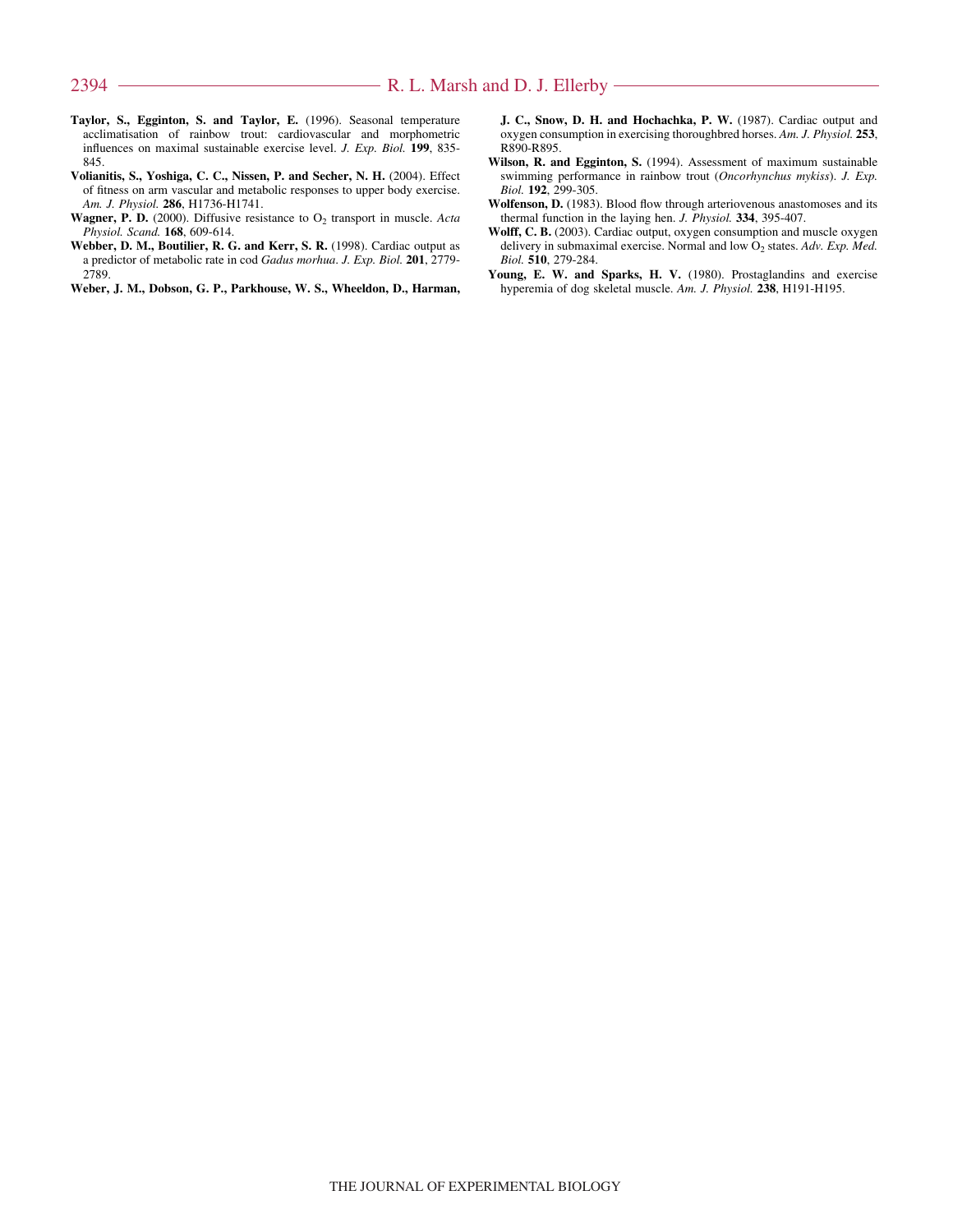**Taylor, S., Egginton, S. and Taylor, E.** (1996). Seasonal temperature acclimatisation of rainbow trout: cardiovascular and morphometric influences on maximal sustainable exercise level. *J. Exp. Biol.* **199**, 835-845.

**Volianitis, S., Yoshiga, C. C., Nissen, P. and Secher, N. H.** (2004). Effect of fitness on arm vascular and metabolic responses to upper body exercise. *Am. J. Physiol.* **286**, H1736-H1741.

**Wagner, P. D.** (2000). Diffusive resistance to $O_2$ transport in muscle. *Acta Physiol. Scand.* **168**, 609-614.

**Webber, D. M., Boutilier, R. G. and Kerr, S. R.** (1998). Cardiac output as a predictor of metabolic rate in cod *Gadus morhua*. *J. Exp. Biol.* **201**, 2779-2789.

**Weber, J. M., Dobson, G. P., Parkhouse, W. S., Wheeldon, D., Harman, J. C., Snow, D. H. and Hochachka, P. W.** (1987). Cardiac output and oxygen consumption in exercising thoroughbred horses. *Am. J. Physiol.* **253**, R890-R895.

**Wilson, R. and Egginton, S.** (1994). Assessment of maximum sustainable swimming performance in rainbow trout (*Oncorhynchus mykiss*). *J. Exp. Biol.* **192**, 299-305.

**Wolfenson, D.** (1983). Blood flow through arteriovenous anastomoses and its thermal function in the laying hen. *J. Physiol.* **334**, 395-407.

**Wolff, C. B.** (2003). Cardiac output, oxygen consumption and muscle oxygen delivery in submaximal exercise. Normal and low $O_2$ states. *Adv. Exp. Med. Biol.* **510**, 279-284.

**Young, E. W. and Sparks, H. V.** (1980). Prostaglandins and exercise hyperemia of dog skeletal muscle. *Am. J. Physiol.* **238**, H191-H195.